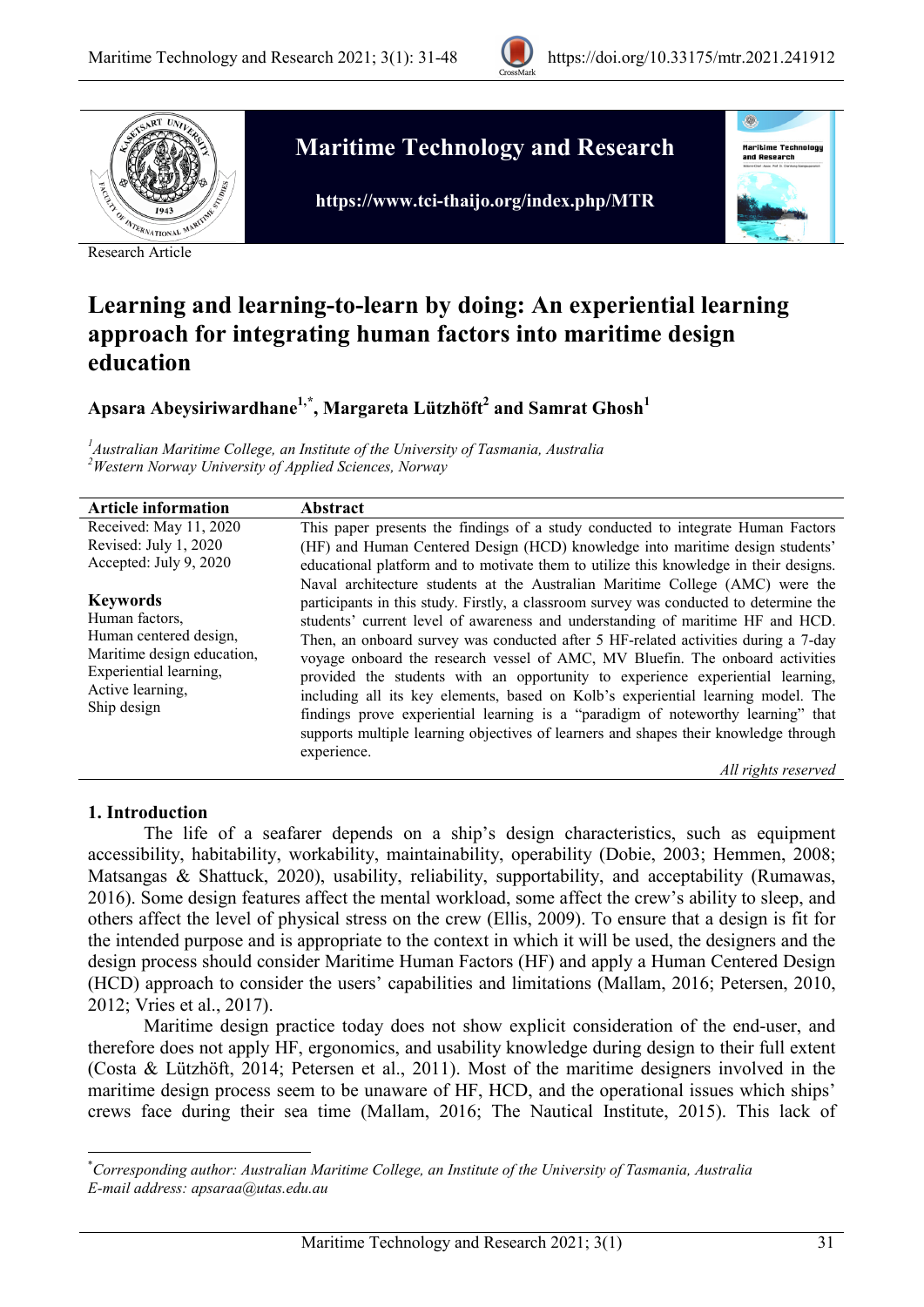Research Article

# Learning and learning-to-learn by doing: An experiential learning approach for integrating human factors into maritime design education

**Apsara Abeysiriwardhane[1,*], Margareta Lützhöft[2] and Samrat Ghosh[1]**

*[1]Australian Maritime College, an Institute of the University of Tasmania, Australia*
*[2]Western Norway University of Applied Sciences, Norway*

| Article information | Abstract |
|---|---|
| Received: May 11, 2020<br>Revised: July 1, 2020<br>Accepted: July 9, 2020<br><br>**Keywords**<br>Human factors,<br>Human centered design,<br>Maritime design education,<br>Experiential learning,<br>Active learning,<br>Ship design | This paper presents the findings of a study conducted to integrate Human Factors (HF) and Human Centered Design (HCD) knowledge into maritime design students' educational platform and to motivate them to utilize this knowledge in their designs. Naval architecture students at the Australian Maritime College (AMC) were the participants in this study. Firstly, a classroom survey was conducted to determine the students' current level of awareness and understanding of maritime HF and HCD. Then, an onboard survey was conducted after 5 HF-related activities during a 7-day voyage onboard the research vessel of AMC, MV Bluefin. The onboard activities provided the students with an opportunity to experience experiential learning, including all its key elements, based on Kolb's experiential learning model. The findings prove experiential learning is a "paradigm of noteworthy learning" that supports multiple learning objectives of learners and shapes their knowledge through experience.<br><br>*All rights reserved* |

## 1. Introduction

The life of a seafarer depends on a ship's design characteristics, such as equipment accessibility, habitability, workability, maintainability, operability (Dobie, 2003; Hemmen, 2008; Matsangas & Shattuck, 2020), usability, reliability, supportability, and acceptability (Rumawas, 2016). Some design features affect the mental workload, some affect the crew's ability to sleep, and others affect the level of physical stress on the crew (Ellis, 2009). To ensure that a design is fit for the intended purpose and is appropriate to the context in which it will be used, the designers and the design process should consider Maritime Human Factors (HF) and apply a Human Centered Design (HCD) approach to consider the users' capabilities and limitations (Mallam, 2016; Petersen, 2010, 2012; Vries et al., 2017).

Maritime design practice today does not show explicit consideration of the end-user, and therefore does not apply HF, ergonomics, and usability knowledge during design to their full extent (Costa & Lützhöft, 2014; Petersen et al., 2011). Most of the maritime designers involved in the maritime design process seem to be unaware of HF, HCD, and the operational issues which ships' crews face during their sea time (Mallam, 2016; The Nautical Institute, 2015). This lack of

---

[*]*Corresponding author: Australian Maritime College, an Institute of the University of Tasmania, Australia*
*E-mail address: apsaraa@utas.edu.au*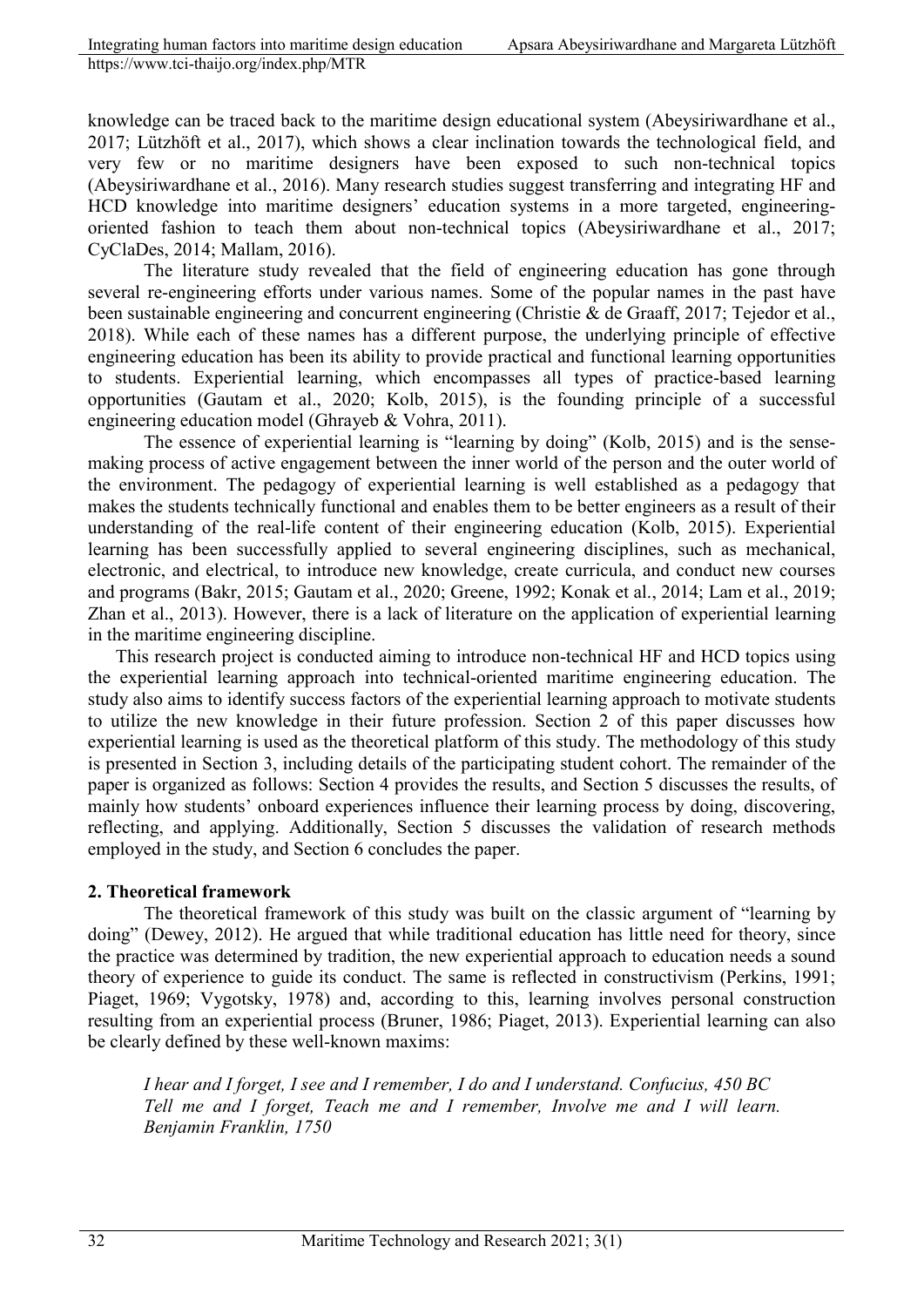knowledge can be traced back to the maritime design educational system (Abeysiriwardhane et al., 2017; Lützhöft et al., 2017), which shows a clear inclination towards the technological field, and very few or no maritime designers have been exposed to such non-technical topics (Abeysiriwardhane et al., 2016). Many research studies suggest transferring and integrating HF and HCD knowledge into maritime designers' education systems in a more targeted, engineering-oriented fashion to teach them about non-technical topics (Abeysiriwardhane et al., 2017; CyClaDes, 2014; Mallam, 2016).

The literature study revealed that the field of engineering education has gone through several re-engineering efforts under various names. Some of the popular names in the past have been sustainable engineering and concurrent engineering (Christie & de Graaff, 2017; Tejedor et al., 2018). While each of these names has a different purpose, the underlying principle of effective engineering education has been its ability to provide practical and functional learning opportunities to students. Experiential learning, which encompasses all types of practice-based learning opportunities (Gautam et al., 2020; Kolb, 2015), is the founding principle of a successful engineering education model (Ghrayeb & Vohra, 2011).

The essence of experiential learning is "learning by doing" (Kolb, 2015) and is the sense-making process of active engagement between the inner world of the person and the outer world of the environment. The pedagogy of experiential learning is well established as a pedagogy that makes the students technically functional and enables them to be better engineers as a result of their understanding of the real-life content of their engineering education (Kolb, 2015). Experiential learning has been successfully applied to several engineering disciplines, such as mechanical, electronic, and electrical, to introduce new knowledge, create curricula, and conduct new courses and programs (Bakr, 2015; Gautam et al., 2020; Greene, 1992; Konak et al., 2014; Lam et al., 2019; Zhan et al., 2013). However, there is a lack of literature on the application of experiential learning in the maritime engineering discipline.

This research project is conducted aiming to introduce non-technical HF and HCD topics using the experiential learning approach into technical-oriented maritime engineering education. The study also aims to identify success factors of the experiential learning approach to motivate students to utilize the new knowledge in their future profession. Section 2 of this paper discusses how experiential learning is used as the theoretical platform of this study. The methodology of this study is presented in Section 3, including details of the participating student cohort. The remainder of the paper is organized as follows: Section 4 provides the results, and Section 5 discusses the results, of mainly how students' onboard experiences influence their learning process by doing, discovering, reflecting, and applying. Additionally, Section 5 discusses the validation of research methods employed in the study, and Section 6 concludes the paper.

## 2. Theoretical framework

The theoretical framework of this study was built on the classic argument of "learning by doing" (Dewey, 2012). He argued that while traditional education has little need for theory, since the practice was determined by tradition, the new experiential approach to education needs a sound theory of experience to guide its conduct. The same is reflected in constructivism (Perkins, 1991; Piaget, 1969; Vygotsky, 1978) and, according to this, learning involves personal construction resulting from an experiential process (Bruner, 1986; Piaget, 2013). Experiential learning can also be clearly defined by these well-known maxims:

*I hear and I forget, I see and I remember, I do and I understand. Confucius, 450 BC*
*Tell me and I forget, Teach me and I remember, Involve me and I will learn. Benjamin Franklin, 1750*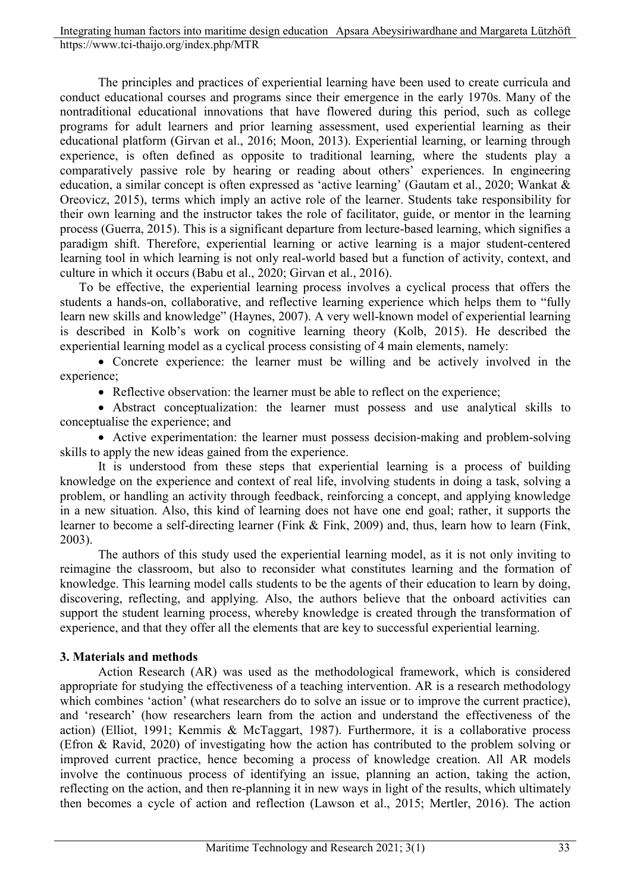The principles and practices of experiential learning have been used to create curricula and conduct educational courses and programs since their emergence in the early 1970s. Many of the nontraditional educational innovations that have flowered during this period, such as college programs for adult learners and prior learning assessment, used experiential learning as their educational platform (Girvan et al., 2016; Moon, 2013). Experiential learning, or learning through experience, is often defined as opposite to traditional learning, where the students play a comparatively passive role by hearing or reading about others' experiences. In engineering education, a similar concept is often expressed as 'active learning' (Gautam et al., 2020; Wankat & Oreovicz, 2015), terms which imply an active role of the learner. Students take responsibility for their own learning and the instructor takes the role of facilitator, guide, or mentor in the learning process (Guerra, 2015). This is a significant departure from lecture-based learning, which signifies a paradigm shift. Therefore, experiential learning or active learning is a major student-centered learning tool in which learning is not only real-world based but a function of activity, context, and culture in which it occurs (Babu et al., 2020; Girvan et al., 2016).

To be effective, the experiential learning process involves a cyclical process that offers the students a hands-on, collaborative, and reflective learning experience which helps them to "fully learn new skills and knowledge" (Haynes, 2007). A very well-known model of experiential learning is described in Kolb's work on cognitive learning theory (Kolb, 2015). He described the experiential learning model as a cyclical process consisting of 4 main elements, namely:

- Concrete experience: the learner must be willing and be actively involved in the experience;
- Reflective observation: the learner must be able to reflect on the experience;
- Abstract conceptualization: the learner must possess and use analytical skills to conceptualise the experience; and
- Active experimentation: the learner must possess decision-making and problem-solving skills to apply the new ideas gained from the experience.

It is understood from these steps that experiential learning is a process of building knowledge on the experience and context of real life, involving students in doing a task, solving a problem, or handling an activity through feedback, reinforcing a concept, and applying knowledge in a new situation. Also, this kind of learning does not have one end goal; rather, it supports the learner to become a self-directing learner (Fink & Fink, 2009) and, thus, learn how to learn (Fink, 2003).

The authors of this study used the experiential learning model, as it is not only inviting to reimagine the classroom, but also to reconsider what constitutes learning and the formation of knowledge. This learning model calls students to be the agents of their education to learn by doing, discovering, reflecting, and applying. Also, the authors believe that the onboard activities can support the student learning process, whereby knowledge is created through the transformation of experience, and that they offer all the elements that are key to successful experiential learning.

## 3. Materials and methods

Action Research (AR) was used as the methodological framework, which is considered appropriate for studying the effectiveness of a teaching intervention. AR is a research methodology which combines 'action' (what researchers do to solve an issue or to improve the current practice), and 'research' (how researchers learn from the action and understand the effectiveness of the action) (Elliot, 1991; Kemmis & McTaggart, 1987). Furthermore, it is a collaborative process (Efron & Ravid, 2020) of investigating how the action has contributed to the problem solving or improved current practice, hence becoming a process of knowledge creation. All AR models involve the continuous process of identifying an issue, planning an action, taking the action, reflecting on the action, and then re-planning it in new ways in light of the results, which ultimately then becomes a cycle of action and reflection (Lawson et al., 2015; Mertler, 2016). The action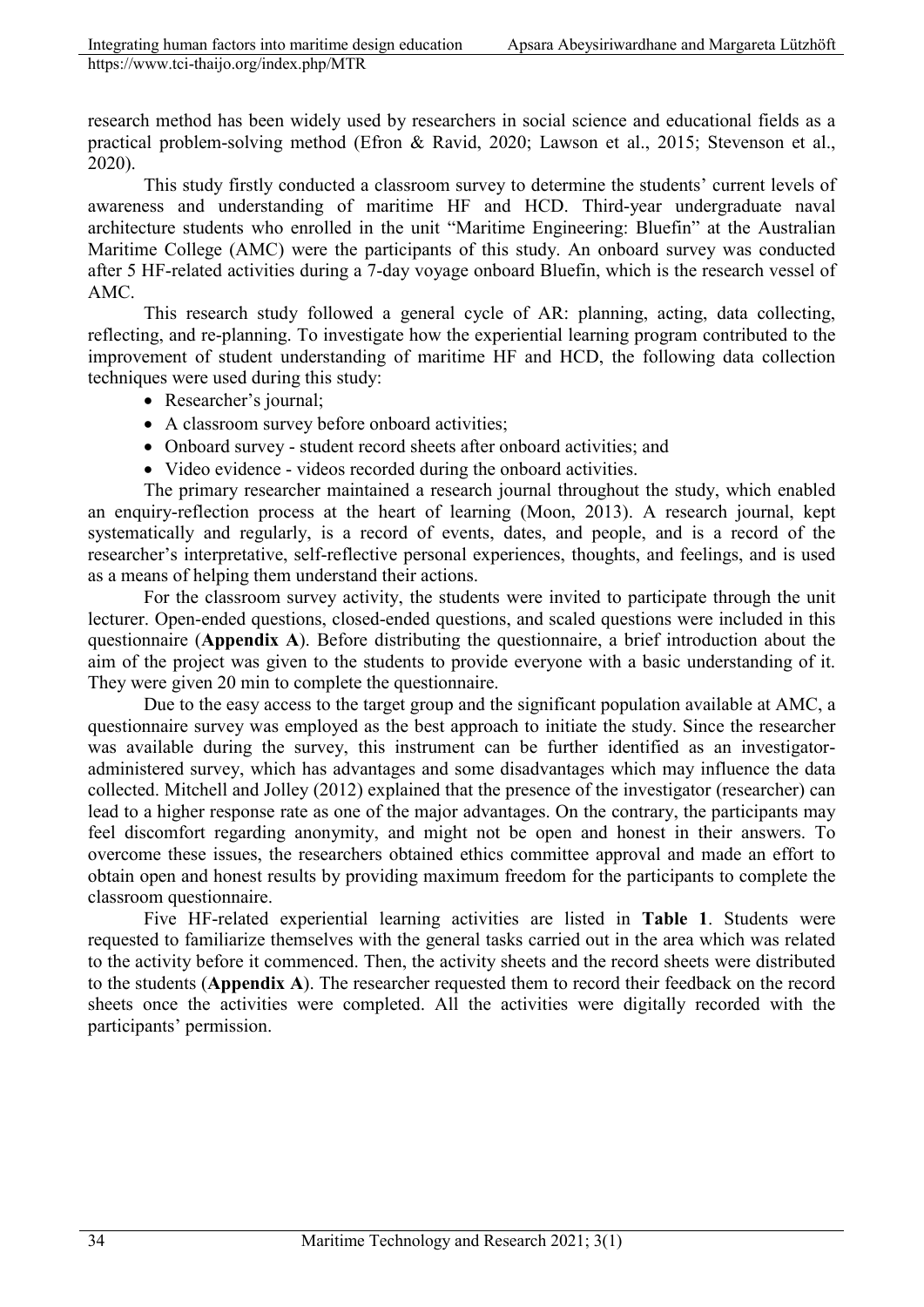research method has been widely used by researchers in social science and educational fields as a practical problem-solving method (Efron & Ravid, 2020; Lawson et al., 2015; Stevenson et al., 2020).

This study firstly conducted a classroom survey to determine the students' current levels of awareness and understanding of maritime HF and HCD. Third-year undergraduate naval architecture students who enrolled in the unit "Maritime Engineering: Bluefin" at the Australian Maritime College (AMC) were the participants of this study. An onboard survey was conducted after 5 HF-related activities during a 7-day voyage onboard Bluefin, which is the research vessel of AMC.

This research study followed a general cycle of AR: planning, acting, data collecting, reflecting, and re-planning. To investigate how the experiential learning program contributed to the improvement of student understanding of maritime HF and HCD, the following data collection techniques were used during this study:

- Researcher's journal;
- A classroom survey before onboard activities;
- Onboard survey - student record sheets after onboard activities; and
- Video evidence - videos recorded during the onboard activities.

The primary researcher maintained a research journal throughout the study, which enabled an enquiry-reflection process at the heart of learning (Moon, 2013). A research journal, kept systematically and regularly, is a record of events, dates, and people, and is a record of the researcher's interpretative, self-reflective personal experiences, thoughts, and feelings, and is used as a means of helping them understand their actions.

For the classroom survey activity, the students were invited to participate through the unit lecturer. Open-ended questions, closed-ended questions, and scaled questions were included in this questionnaire (**Appendix A**). Before distributing the questionnaire, a brief introduction about the aim of the project was given to the students to provide everyone with a basic understanding of it. They were given 20 min to complete the questionnaire.

Due to the easy access to the target group and the significant population available at AMC, a questionnaire survey was employed as the best approach to initiate the study. Since the researcher was available during the survey, this instrument can be further identified as an investigator-administered survey, which has advantages and some disadvantages which may influence the data collected. Mitchell and Jolley (2012) explained that the presence of the investigator (researcher) can lead to a higher response rate as one of the major advantages. On the contrary, the participants may feel discomfort regarding anonymity, and might not be open and honest in their answers. To overcome these issues, the researchers obtained ethics committee approval and made an effort to obtain open and honest results by providing maximum freedom for the participants to complete the classroom questionnaire.

Five HF-related experiential learning activities are listed in **Table 1**. Students were requested to familiarize themselves with the general tasks carried out in the area which was related to the activity before it commenced. Then, the activity sheets and the record sheets were distributed to the students (**Appendix A**). The researcher requested them to record their feedback on the record sheets once the activities were completed. All the activities were digitally recorded with the participants' permission.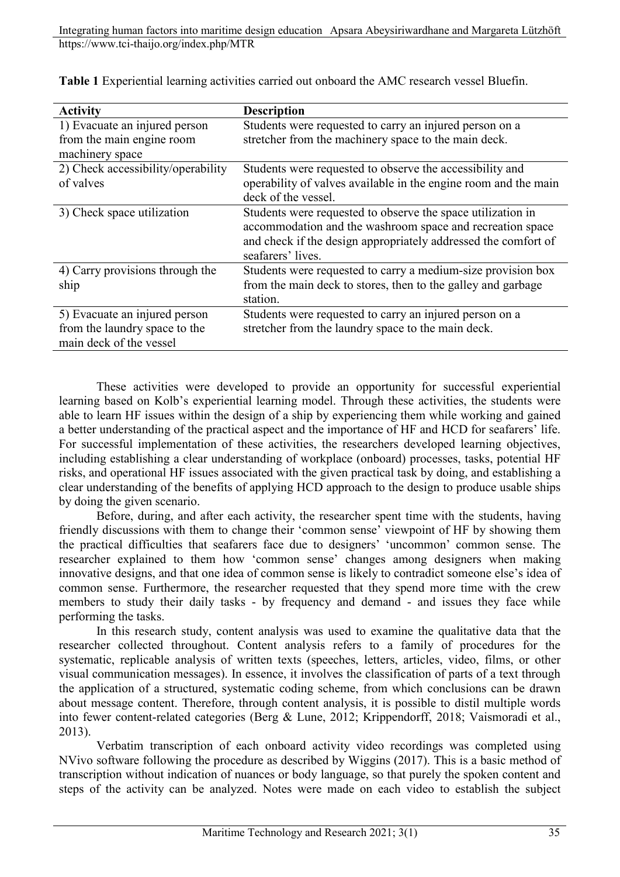**Table 1** Experiential learning activities carried out onboard the AMC research vessel Bluefin.

| Activity | Description |
|---|---|
| 1) Evacuate an injured person from the main engine room machinery space | Students were requested to carry an injured person on a stretcher from the machinery space to the main deck. |
| 2) Check accessibility/operability of valves | Students were requested to observe the accessibility and operability of valves available in the engine room and the main deck of the vessel. |
| 3) Check space utilization | Students were requested to observe the space utilization in accommodation and the washroom space and recreation space and check if the design appropriately addressed the comfort of seafarers' lives. |
| 4) Carry provisions through the ship | Students were requested to carry a medium-size provision box from the main deck to stores, then to the galley and garbage station. |
| 5) Evacuate an injured person from the laundry space to the main deck of the vessel | Students were requested to carry an injured person on a stretcher from the laundry space to the main deck. |

These activities were developed to provide an opportunity for successful experiential learning based on Kolb's experiential learning model. Through these activities, the students were able to learn HF issues within the design of a ship by experiencing them while working and gained a better understanding of the practical aspect and the importance of HF and HCD for seafarers' life. For successful implementation of these activities, the researchers developed learning objectives, including establishing a clear understanding of workplace (onboard) processes, tasks, potential HF risks, and operational HF issues associated with the given practical task by doing, and establishing a clear understanding of the benefits of applying HCD approach to the design to produce usable ships by doing the given scenario.

Before, during, and after each activity, the researcher spent time with the students, having friendly discussions with them to change their 'common sense' viewpoint of HF by showing them the practical difficulties that seafarers face due to designers' 'uncommon' common sense. The researcher explained to them how 'common sense' changes among designers when making innovative designs, and that one idea of common sense is likely to contradict someone else's idea of common sense. Furthermore, the researcher requested that they spend more time with the crew members to study their daily tasks - by frequency and demand - and issues they face while performing the tasks.

In this research study, content analysis was used to examine the qualitative data that the researcher collected throughout. Content analysis refers to a family of procedures for the systematic, replicable analysis of written texts (speeches, letters, articles, video, films, or other visual communication messages). In essence, it involves the classification of parts of a text through the application of a structured, systematic coding scheme, from which conclusions can be drawn about message content. Therefore, through content analysis, it is possible to distil multiple words into fewer content-related categories (Berg & Lune, 2012; Krippendorff, 2018; Vaismoradi et al., 2013).

Verbatim transcription of each onboard activity video recordings was completed using NVivo software following the procedure as described by Wiggins (2017). This is a basic method of transcription without indication of nuances or body language, so that purely the spoken content and steps of the activity can be analyzed. Notes were made on each video to establish the subject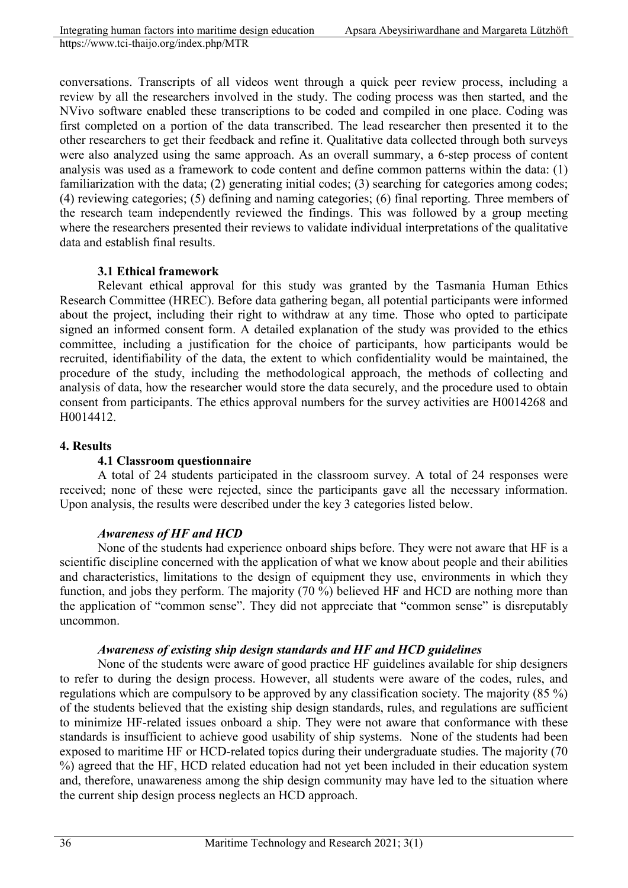conversations. Transcripts of all videos went through a quick peer review process, including a review by all the researchers involved in the study. The coding process was then started, and the NVivo software enabled these transcriptions to be coded and compiled in one place. Coding was first completed on a portion of the data transcribed. The lead researcher then presented it to the other researchers to get their feedback and refine it. Qualitative data collected through both surveys were also analyzed using the same approach. As an overall summary, a 6-step process of content analysis was used as a framework to code content and define common patterns within the data: (1) familiarization with the data; (2) generating initial codes; (3) searching for categories among codes; (4) reviewing categories; (5) defining and naming categories; (6) final reporting. Three members of the research team independently reviewed the findings. This was followed by a group meeting where the researchers presented their reviews to validate individual interpretations of the qualitative data and establish final results.

### 3.1 Ethical framework

Relevant ethical approval for this study was granted by the Tasmania Human Ethics Research Committee (HREC). Before data gathering began, all potential participants were informed about the project, including their right to withdraw at any time. Those who opted to participate signed an informed consent form. A detailed explanation of the study was provided to the ethics committee, including a justification for the choice of participants, how participants would be recruited, identifiability of the data, the extent to which confidentiality would be maintained, the procedure of the study, including the methodological approach, the methods of collecting and analysis of data, how the researcher would store the data securely, and the procedure used to obtain consent from participants. The ethics approval numbers for the survey activities are H0014268 and H0014412.

## 4. Results

### 4.1 Classroom questionnaire

A total of 24 students participated in the classroom survey. A total of 24 responses were received; none of these were rejected, since the participants gave all the necessary information. Upon analysis, the results were described under the key 3 categories listed below.

#### *Awareness of HF and HCD*

None of the students had experience onboard ships before. They were not aware that HF is a scientific discipline concerned with the application of what we know about people and their abilities and characteristics, limitations to the design of equipment they use, environments in which they function, and jobs they perform. The majority (70 %) believed HF and HCD are nothing more than the application of "common sense". They did not appreciate that "common sense" is disreputably uncommon.

#### *Awareness of existing ship design standards and HF and HCD guidelines*

None of the students were aware of good practice HF guidelines available for ship designers to refer to during the design process. However, all students were aware of the codes, rules, and regulations which are compulsory to be approved by any classification society. The majority (85 %) of the students believed that the existing ship design standards, rules, and regulations are sufficient to minimize HF-related issues onboard a ship. They were not aware that conformance with these standards is insufficient to achieve good usability of ship systems. None of the students had been exposed to maritime HF or HCD-related topics during their undergraduate studies. The majority (70 %) agreed that the HF, HCD related education had not yet been included in their education system and, therefore, unawareness among the ship design community may have led to the situation where the current ship design process neglects an HCD approach.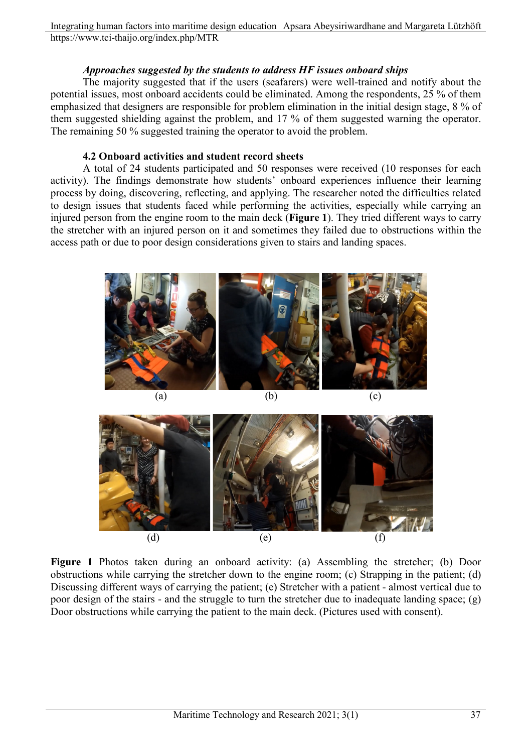### *Approaches suggested by the students to address HF issues onboard ships*

The majority suggested that if the users (seafarers) were well-trained and notify about the potential issues, most onboard accidents could be eliminated. Among the respondents, 25 % of them emphasized that designers are responsible for problem elimination in the initial design stage, 8 % of them suggested shielding against the problem, and 17 % of them suggested warning the operator. The remaining 50 % suggested training the operator to avoid the problem.

### 4.2 Onboard activities and student record sheets

A total of 24 students participated and 50 responses were received (10 responses for each activity). The findings demonstrate how students' onboard experiences influence their learning process by doing, discovering, reflecting, and applying. The researcher noted the difficulties related to design issues that students faced while performing the activities, especially while carrying an injured person from the engine room to the main deck (**Figure 1**). They tried different ways to carry the stretcher with an injured person on it and sometimes they failed due to obstructions within the access path or due to poor design considerations given to stairs and landing spaces.

(a) (b) (c)

(d) (e) (f)

**Figure 1** Photos taken during an onboard activity: (a) Assembling the stretcher; (b) Door obstructions while carrying the stretcher down to the engine room; (c) Strapping in the patient; (d) Discussing different ways of carrying the patient; (e) Stretcher with a patient - almost vertical due to poor design of the stairs - and the struggle to turn the stretcher due to inadequate landing space; (g) Door obstructions while carrying the patient to the main deck. (Pictures used with consent).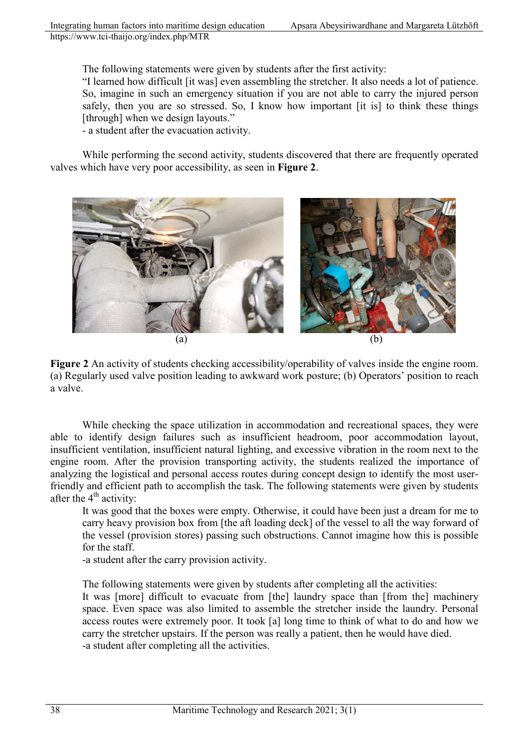The following statements were given by students after the first activity:

"I learned how difficult [it was] even assembling the stretcher. It also needs a lot of patience. So, imagine in such an emergency situation if you are not able to carry the injured person safely, then you are so stressed. So, I know how important [it is] to think these things [through] when we design layouts."

- a student after the evacuation activity.

While performing the second activity, students discovered that there are frequently operated valves which have very poor accessibility, as seen in **Figure 2**.

(a) (b)

**Figure 2** An activity of students checking accessibility/operability of valves inside the engine room. (a) Regularly used valve position leading to awkward work posture; (b) Operators' position to reach a valve.

While checking the space utilization in accommodation and recreational spaces, they were able to identify design failures such as insufficient headroom, poor accommodation layout, insufficient ventilation, insufficient natural lighting, and excessive vibration in the room next to the engine room. After the provision transporting activity, the students realized the importance of analyzing the logistical and personal access routes during concept design to identify the most user-friendly and efficient path to accomplish the task. The following statements were given by students after the 4th activity:

It was good that the boxes were empty. Otherwise, it could have been just a dream for me to carry heavy provision box from [the aft loading deck] of the vessel to all the way forward of the vessel (provision stores) passing such obstructions. Cannot imagine how this is possible for the staff.

-a student after the carry provision activity.

The following statements were given by students after completing all the activities:

It was [more] difficult to evacuate from [the] laundry space than [from the] machinery space. Even space was also limited to assemble the stretcher inside the laundry. Personal access routes were extremely poor. It took [a] long time to think of what to do and how we carry the stretcher upstairs. If the person was really a patient, then he would have died.

-a student after completing all the activities.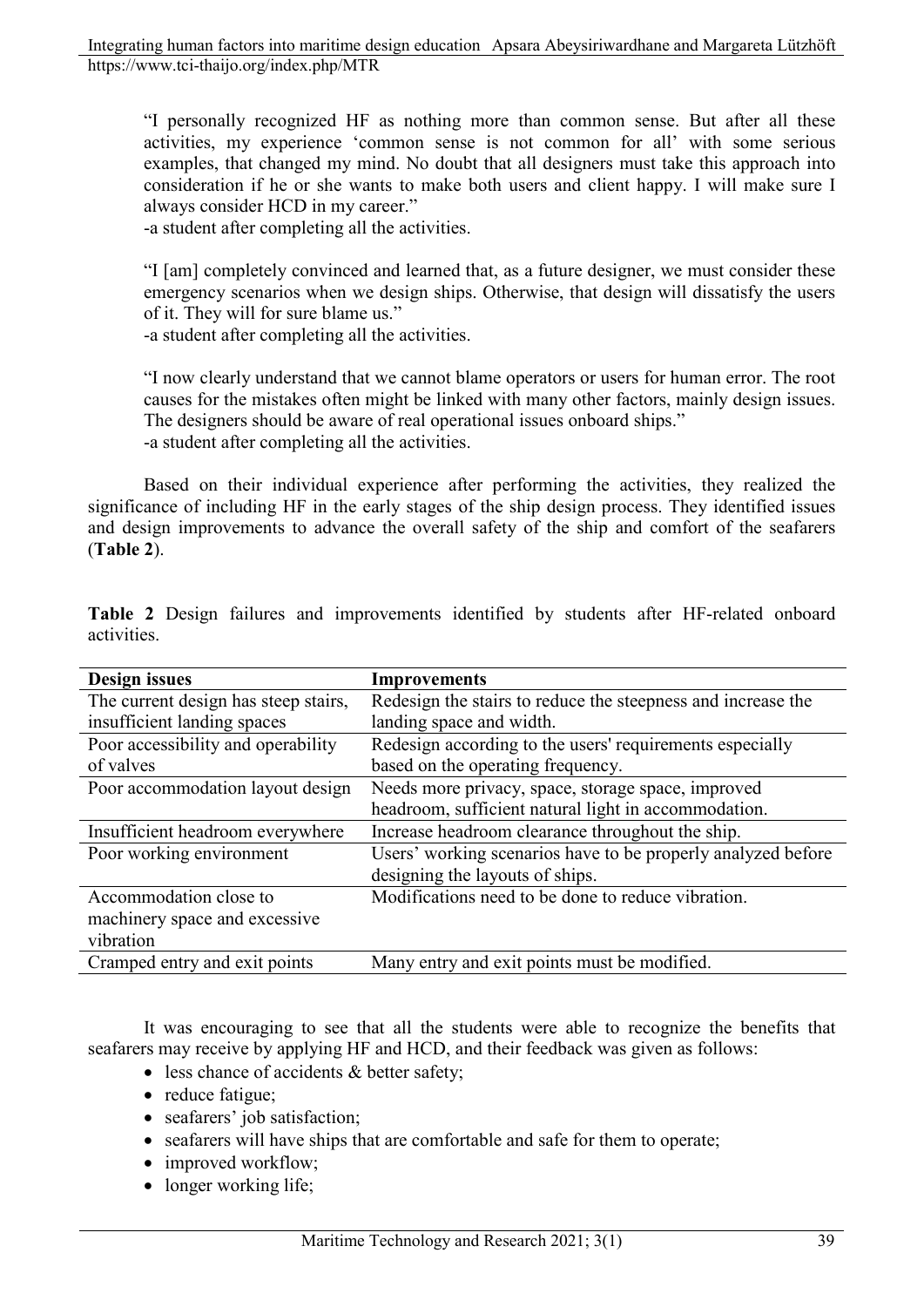> "I personally recognized HF as nothing more than common sense. But after all these activities, my experience 'common sense is not common for all' with some serious examples, that changed my mind. No doubt that all designers must take this approach into consideration if he or she wants to make both users and client happy. I will make sure I always consider HCD in my career."
> -a student after completing all the activities.

> "I [am] completely convinced and learned that, as a future designer, we must consider these emergency scenarios when we design ships. Otherwise, that design will dissatisfy the users of it. They will for sure blame us."
> -a student after completing all the activities.

> "I now clearly understand that we cannot blame operators or users for human error. The root causes for the mistakes often might be linked with many other factors, mainly design issues. The designers should be aware of real operational issues onboard ships."
> -a student after completing all the activities.

Based on their individual experience after performing the activities, they realized the significance of including HF in the early stages of the ship design process. They identified issues and design improvements to advance the overall safety of the ship and comfort of the seafarers (**Table 2**).

**Table 2** Design failures and improvements identified by students after HF-related onboard activities.

| Design issues | Improvements |
|---|---|
| The current design has steep stairs, insufficient landing spaces | Redesign the stairs to reduce the steepness and increase the landing space and width. |
| Poor accessibility and operability of valves | Redesign according to the users' requirements especially based on the operating frequency. |
| Poor accommodation layout design | Needs more privacy, space, storage space, improved headroom, sufficient natural light in accommodation. |
| Insufficient headroom everywhere | Increase headroom clearance throughout the ship. |
| Poor working environment | Users' working scenarios have to be properly analyzed before designing the layouts of ships. |
| Accommodation close to machinery space and excessive vibration | Modifications need to be done to reduce vibration. |
| Cramped entry and exit points | Many entry and exit points must be modified. |

It was encouraging to see that all the students were able to recognize the benefits that seafarers may receive by applying HF and HCD, and their feedback was given as follows:

- less chance of accidents & better safety;
- reduce fatigue;
- seafarers' job satisfaction;
- seafarers will have ships that are comfortable and safe for them to operate;
- improved workflow;
- longer working life;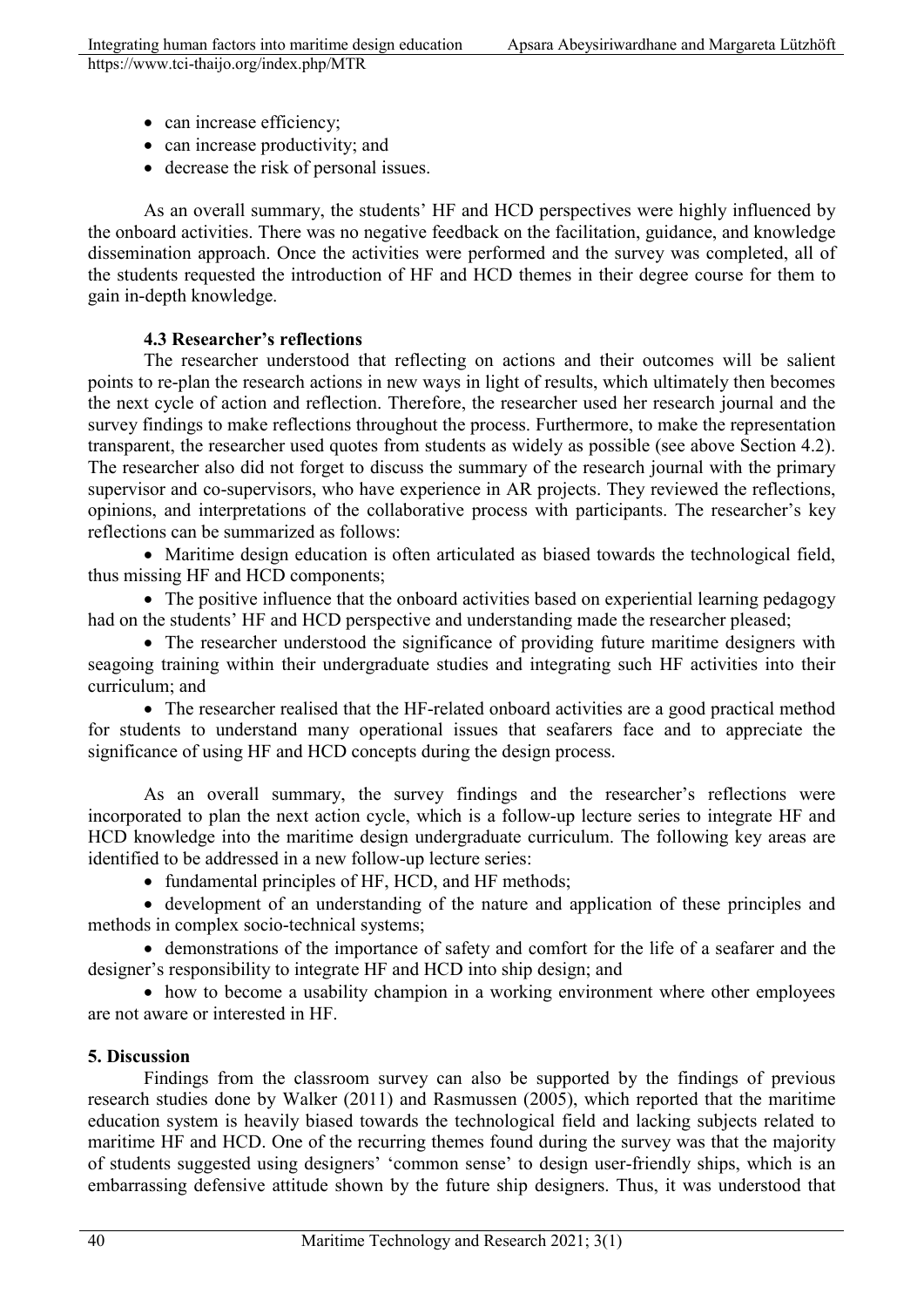- can increase efficiency;
- can increase productivity; and
- decrease the risk of personal issues.

As an overall summary, the students' HF and HCD perspectives were highly influenced by the onboard activities. There was no negative feedback on the facilitation, guidance, and knowledge dissemination approach. Once the activities were performed and the survey was completed, all of the students requested the introduction of HF and HCD themes in their degree course for them to gain in-depth knowledge.

### 4.3 Researcher's reflections

The researcher understood that reflecting on actions and their outcomes will be salient points to re-plan the research actions in new ways in light of results, which ultimately then becomes the next cycle of action and reflection. Therefore, the researcher used her research journal and the survey findings to make reflections throughout the process. Furthermore, to make the representation transparent, the researcher used quotes from students as widely as possible (see above Section 4.2). The researcher also did not forget to discuss the summary of the research journal with the primary supervisor and co-supervisors, who have experience in AR projects. They reviewed the reflections, opinions, and interpretations of the collaborative process with participants. The researcher's key reflections can be summarized as follows:

- Maritime design education is often articulated as biased towards the technological field, thus missing HF and HCD components;
- The positive influence that the onboard activities based on experiential learning pedagogy had on the students' HF and HCD perspective and understanding made the researcher pleased;
- The researcher understood the significance of providing future maritime designers with seagoing training within their undergraduate studies and integrating such HF activities into their curriculum; and
- The researcher realised that the HF-related onboard activities are a good practical method for students to understand many operational issues that seafarers face and to appreciate the significance of using HF and HCD concepts during the design process.

As an overall summary, the survey findings and the researcher's reflections were incorporated to plan the next action cycle, which is a follow-up lecture series to integrate HF and HCD knowledge into the maritime design undergraduate curriculum. The following key areas are identified to be addressed in a new follow-up lecture series:

- fundamental principles of HF, HCD, and HF methods;
- development of an understanding of the nature and application of these principles and methods in complex socio-technical systems;
- demonstrations of the importance of safety and comfort for the life of a seafarer and the designer's responsibility to integrate HF and HCD into ship design; and
- how to become a usability champion in a working environment where other employees are not aware or interested in HF.

## 5. Discussion

Findings from the classroom survey can also be supported by the findings of previous research studies done by Walker (2011) and Rasmussen (2005), which reported that the maritime education system is heavily biased towards the technological field and lacking subjects related to maritime HF and HCD. One of the recurring themes found during the survey was that the majority of students suggested using designers' 'common sense' to design user-friendly ships, which is an embarrassing defensive attitude shown by the future ship designers. Thus, it was understood that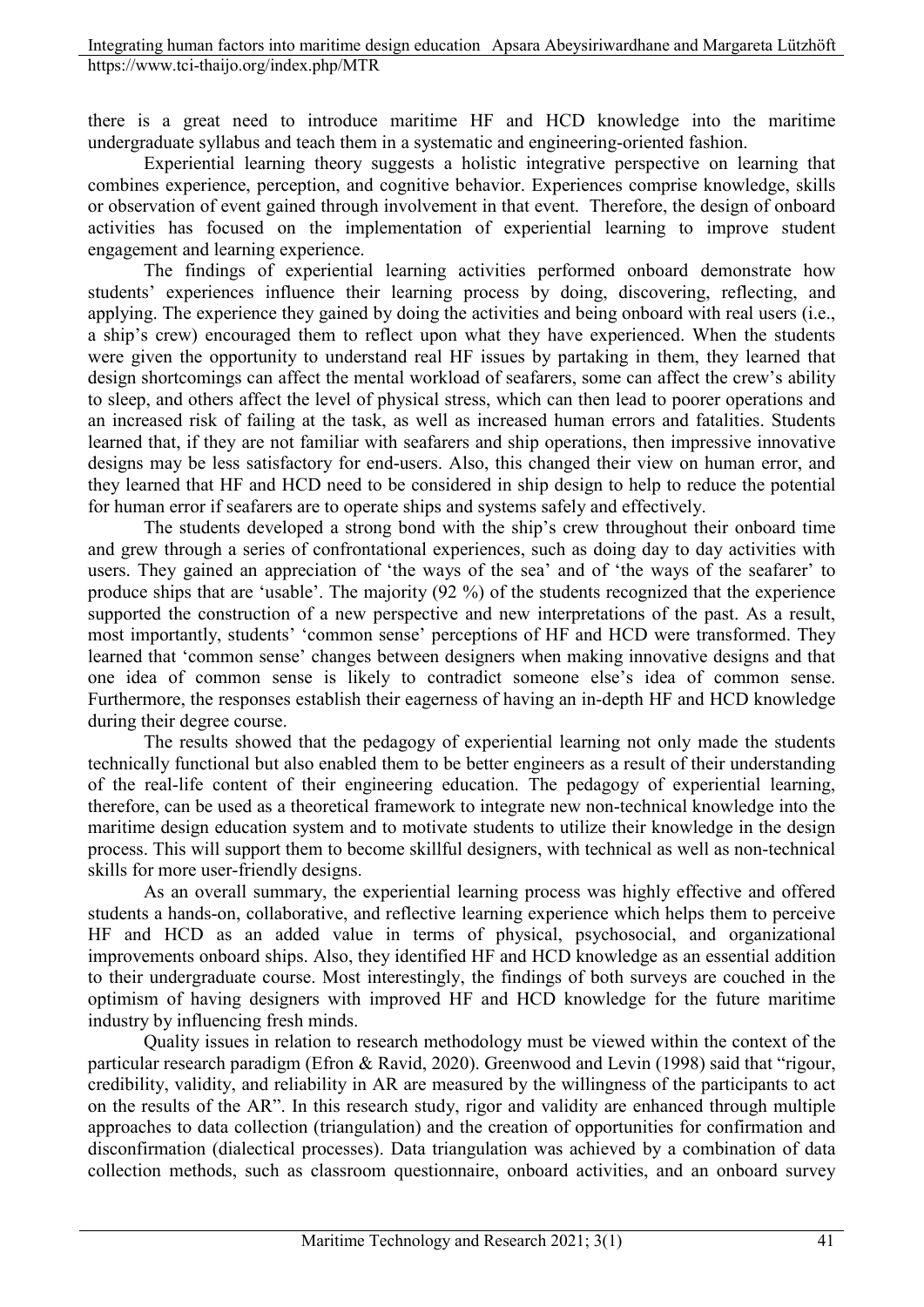there is a great need to introduce maritime HF and HCD knowledge into the maritime undergraduate syllabus and teach them in a systematic and engineering-oriented fashion.

Experiential learning theory suggests a holistic integrative perspective on learning that combines experience, perception, and cognitive behavior. Experiences comprise knowledge, skills or observation of event gained through involvement in that event. Therefore, the design of onboard activities has focused on the implementation of experiential learning to improve student engagement and learning experience.

The findings of experiential learning activities performed onboard demonstrate how students' experiences influence their learning process by doing, discovering, reflecting, and applying. The experience they gained by doing the activities and being onboard with real users (i.e., a ship's crew) encouraged them to reflect upon what they have experienced. When the students were given the opportunity to understand real HF issues by partaking in them, they learned that design shortcomings can affect the mental workload of seafarers, some can affect the crew's ability to sleep, and others affect the level of physical stress, which can then lead to poorer operations and an increased risk of failing at the task, as well as increased human errors and fatalities. Students learned that, if they are not familiar with seafarers and ship operations, then impressive innovative designs may be less satisfactory for end-users. Also, this changed their view on human error, and they learned that HF and HCD need to be considered in ship design to help to reduce the potential for human error if seafarers are to operate ships and systems safely and effectively.

The students developed a strong bond with the ship's crew throughout their onboard time and grew through a series of confrontational experiences, such as doing day to day activities with users. They gained an appreciation of 'the ways of the sea' and of 'the ways of the seafarer' to produce ships that are 'usable'. The majority (92 %) of the students recognized that the experience supported the construction of a new perspective and new interpretations of the past. As a result, most importantly, students' 'common sense' perceptions of HF and HCD were transformed. They learned that 'common sense' changes between designers when making innovative designs and that one idea of common sense is likely to contradict someone else's idea of common sense. Furthermore, the responses establish their eagerness of having an in-depth HF and HCD knowledge during their degree course.

The results showed that the pedagogy of experiential learning not only made the students technically functional but also enabled them to be better engineers as a result of their understanding of the real-life content of their engineering education. The pedagogy of experiential learning, therefore, can be used as a theoretical framework to integrate new non-technical knowledge into the maritime design education system and to motivate students to utilize their knowledge in the design process. This will support them to become skillful designers, with technical as well as non-technical skills for more user-friendly designs.

As an overall summary, the experiential learning process was highly effective and offered students a hands-on, collaborative, and reflective learning experience which helps them to perceive HF and HCD as an added value in terms of physical, psychosocial, and organizational improvements onboard ships. Also, they identified HF and HCD knowledge as an essential addition to their undergraduate course. Most interestingly, the findings of both surveys are couched in the optimism of having designers with improved HF and HCD knowledge for the future maritime industry by influencing fresh minds.

Quality issues in relation to research methodology must be viewed within the context of the particular research paradigm (Efron & Ravid, 2020). Greenwood and Levin (1998) said that "rigour, credibility, validity, and reliability in AR are measured by the willingness of the participants to act on the results of the AR". In this research study, rigor and validity are enhanced through multiple approaches to data collection (triangulation) and the creation of opportunities for confirmation and disconfirmation (dialectical processes). Data triangulation was achieved by a combination of data collection methods, such as classroom questionnaire, onboard activities, and an onboard survey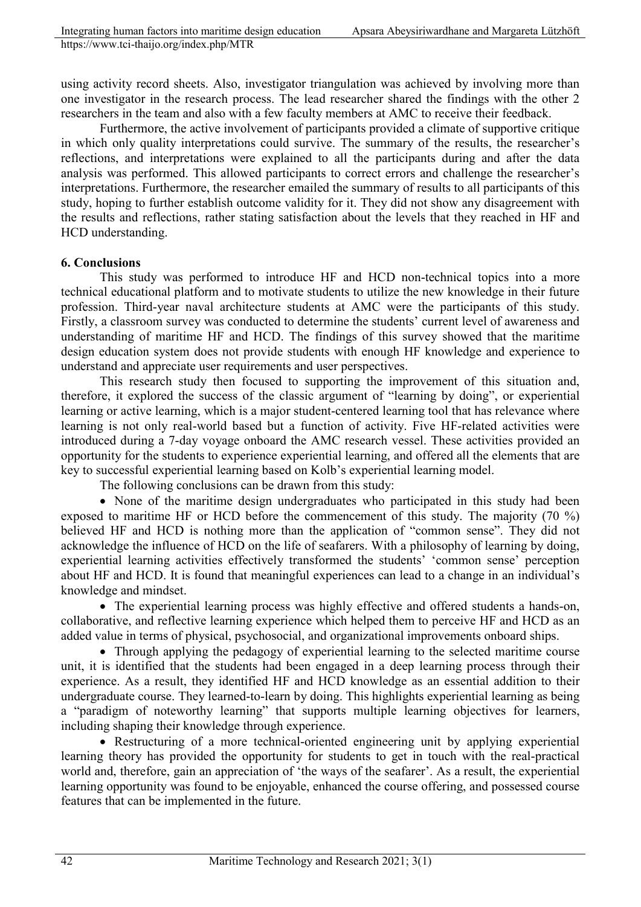using activity record sheets. Also, investigator triangulation was achieved by involving more than one investigator in the research process. The lead researcher shared the findings with the other 2 researchers in the team and also with a few faculty members at AMC to receive their feedback.

Furthermore, the active involvement of participants provided a climate of supportive critique in which only quality interpretations could survive. The summary of the results, the researcher's reflections, and interpretations were explained to all the participants during and after the data analysis was performed. This allowed participants to correct errors and challenge the researcher's interpretations. Furthermore, the researcher emailed the summary of results to all participants of this study, hoping to further establish outcome validity for it. They did not show any disagreement with the results and reflections, rather stating satisfaction about the levels that they reached in HF and HCD understanding.

## 6. Conclusions

This study was performed to introduce HF and HCD non-technical topics into a more technical educational platform and to motivate students to utilize the new knowledge in their future profession. Third-year naval architecture students at AMC were the participants of this study. Firstly, a classroom survey was conducted to determine the students' current level of awareness and understanding of maritime HF and HCD. The findings of this survey showed that the maritime design education system does not provide students with enough HF knowledge and experience to understand and appreciate user requirements and user perspectives.

This research study then focused to supporting the improvement of this situation and, therefore, it explored the success of the classic argument of "learning by doing", or experiential learning or active learning, which is a major student-centered learning tool that has relevance where learning is not only real-world based but a function of activity. Five HF-related activities were introduced during a 7-day voyage onboard the AMC research vessel. These activities provided an opportunity for the students to experience experiential learning, and offered all the elements that are key to successful experiential learning based on Kolb's experiential learning model.

The following conclusions can be drawn from this study:

- None of the maritime design undergraduates who participated in this study had been exposed to maritime HF or HCD before the commencement of this study. The majority (70 %) believed HF and HCD is nothing more than the application of "common sense". They did not acknowledge the influence of HCD on the life of seafarers. With a philosophy of learning by doing, experiential learning activities effectively transformed the students' 'common sense' perception about HF and HCD. It is found that meaningful experiences can lead to a change in an individual's knowledge and mindset.
- The experiential learning process was highly effective and offered students a hands-on, collaborative, and reflective learning experience which helped them to perceive HF and HCD as an added value in terms of physical, psychosocial, and organizational improvements onboard ships.
- Through applying the pedagogy of experiential learning to the selected maritime course unit, it is identified that the students had been engaged in a deep learning process through their experience. As a result, they identified HF and HCD knowledge as an essential addition to their undergraduate course. They learned-to-learn by doing. This highlights experiential learning as being a "paradigm of noteworthy learning" that supports multiple learning objectives for learners, including shaping their knowledge through experience.
- Restructuring of a more technical-oriented engineering unit by applying experiential learning theory has provided the opportunity for students to get in touch with the real-practical world and, therefore, gain an appreciation of 'the ways of the seafarer'. As a result, the experiential learning opportunity was found to be enjoyable, enhanced the course offering, and possessed course features that can be implemented in the future.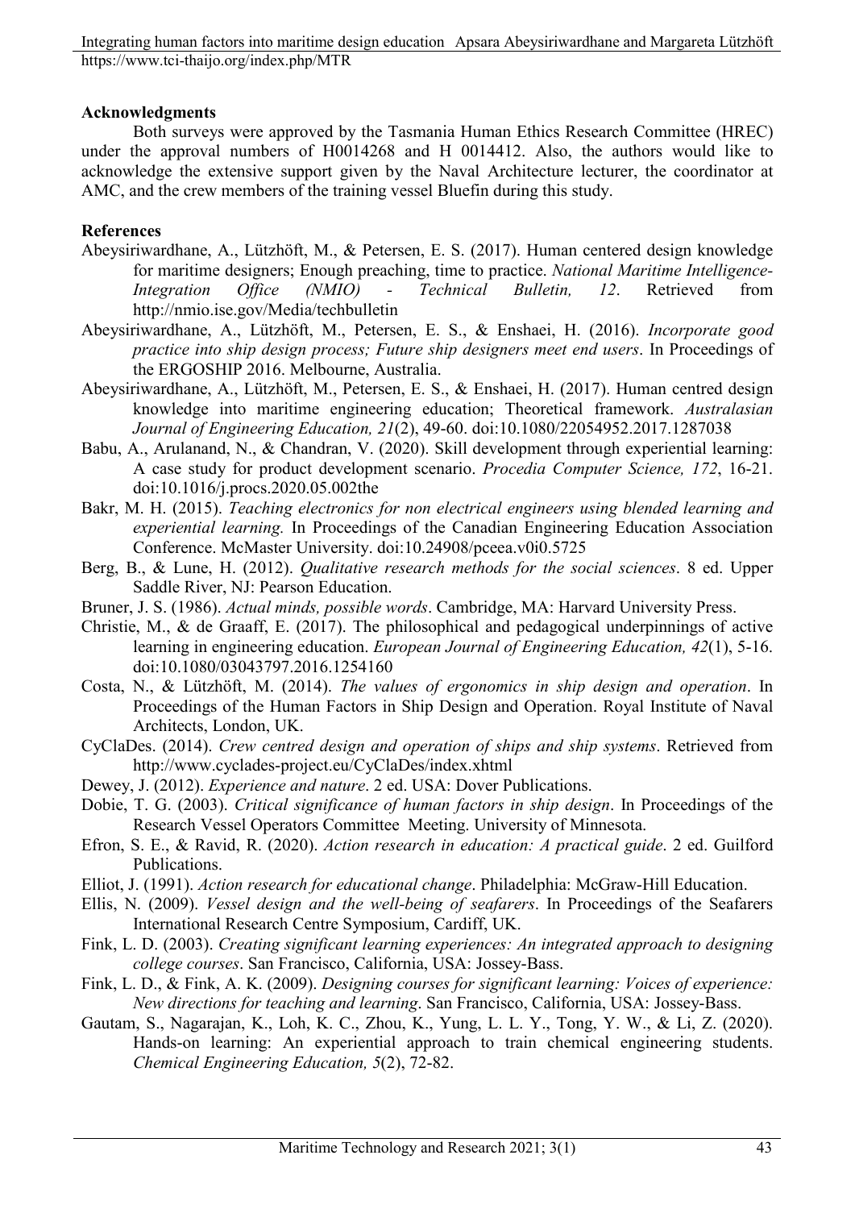## Acknowledgments

Both surveys were approved by the Tasmania Human Ethics Research Committee (HREC) under the approval numbers of H0014268 and H 0014412. Also, the authors would like to acknowledge the extensive support given by the Naval Architecture lecturer, the coordinator at AMC, and the crew members of the training vessel Bluefin during this study.

## References

Abeysiriwardhane, A., Lützhöft, M., & Petersen, E. S. (2017). Human centered design knowledge for maritime designers; Enough preaching, time to practice. *National Maritime Intelligence-Integration Office (NMIO) - Technical Bulletin, 12*. Retrieved from http://nmio.ise.gov/Media/techbulletin

Abeysiriwardhane, A., Lützhöft, M., Petersen, E. S., & Enshaei, H. (2016). *Incorporate good practice into ship design process; Future ship designers meet end users*. In Proceedings of the ERGOSHIP 2016. Melbourne, Australia.

Abeysiriwardhane, A., Lützhöft, M., Petersen, E. S., & Enshaei, H. (2017). Human centred design knowledge into maritime engineering education; Theoretical framework. *Australasian Journal of Engineering Education, 21*(2), 49-60. doi:10.1080/22054952.2017.1287038

Babu, A., Arulanand, N., & Chandran, V. (2020). Skill development through experiential learning: A case study for product development scenario. *Procedia Computer Science, 172*, 16-21. doi:10.1016/j.procs.2020.05.002the

Bakr, M. H. (2015). *Teaching electronics for non electrical engineers using blended learning and experiential learning.* In Proceedings of the Canadian Engineering Education Association Conference. McMaster University. doi:10.24908/pceea.v0i0.5725

Berg, B., & Lune, H. (2012). *Qualitative research methods for the social sciences*. 8 ed. Upper Saddle River, NJ: Pearson Education.

Bruner, J. S. (1986). *Actual minds, possible words*. Cambridge, MA: Harvard University Press.

Christie, M., & de Graaff, E. (2017). The philosophical and pedagogical underpinnings of active learning in engineering education. *European Journal of Engineering Education, 42*(1), 5-16. doi:10.1080/03043797.2016.1254160

Costa, N., & Lützhöft, M. (2014). *The values of ergonomics in ship design and operation*. In Proceedings of the Human Factors in Ship Design and Operation. Royal Institute of Naval Architects, London, UK.

CyClaDes. (2014). *Crew centred design and operation of ships and ship systems*. Retrieved from http://www.cyclades-project.eu/CyClaDes/index.xhtml

Dewey, J. (2012). *Experience and nature*. 2 ed. USA: Dover Publications.

Dobie, T. G. (2003). *Critical significance of human factors in ship design*. In Proceedings of the Research Vessel Operators Committee Meeting. University of Minnesota.

Efron, S. E., & Ravid, R. (2020). *Action research in education: A practical guide*. 2 ed. Guilford Publications.

Elliot, J. (1991). *Action research for educational change*. Philadelphia: McGraw-Hill Education.

Ellis, N. (2009). *Vessel design and the well-being of seafarers*. In Proceedings of the Seafarers International Research Centre Symposium, Cardiff, UK.

Fink, L. D. (2003). *Creating significant learning experiences: An integrated approach to designing college courses*. San Francisco, California, USA: Jossey-Bass.

Fink, L. D., & Fink, A. K. (2009). *Designing courses for significant learning: Voices of experience: New directions for teaching and learning*. San Francisco, California, USA: Jossey-Bass.

Gautam, S., Nagarajan, K., Loh, K. C., Zhou, K., Yung, L. L. Y., Tong, Y. W., & Li, Z. (2020). Hands-on learning: An experiential approach to train chemical engineering students. *Chemical Engineering Education, 5*(2), 72-82.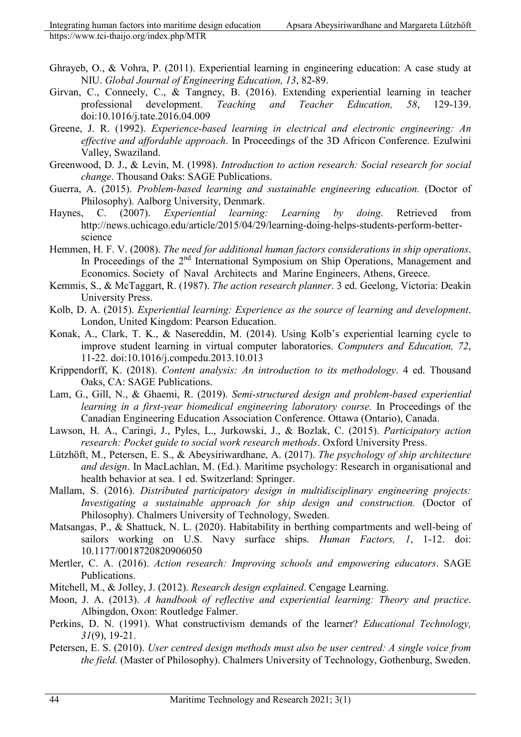Ghrayeb, O., & Vohra, P. (2011). Experiential learning in engineering education: A case study at NIU. *Global Journal of Engineering Education, 13*, 82-89.

Girvan, C., Conneely, C., & Tangney, B. (2016). Extending experiential learning in teacher professional development. *Teaching and Teacher Education, 58*, 129-139. doi:10.1016/j.tate.2016.04.009

Greene, J. R. (1992). *Experience-based learning in electrical and electronic engineering: An effective and affordable approach*. In Proceedings of the 3D Africon Conference. Ezulwini Valley, Swaziland.

Greenwood, D. J., & Levin, M. (1998). *Introduction to action research: Social research for social change*. Thousand Oaks: SAGE Publications.

Guerra, A. (2015). *Problem-based learning and sustainable engineering education.* (Doctor of Philosophy). Aalborg University, Denmark.

Haynes, C. (2007). *Experiential learning: Learning by doing*. Retrieved from http://news.uchicago.edu/article/2015/04/29/learning-doing-helps-students-perform-better-science

Hemmen, H. F. V. (2008). *The need for additional human factors considerations in ship operations*. In Proceedings of the 2nd International Symposium on Ship Operations, Management and Economics. Society of Naval Architects and Marine Engineers, Athens, Greece.

Kemmis, S., & McTaggart, R. (1987). *The action research planner*. 3 ed. Geelong, Victoria: Deakin University Press.

Kolb, D. A. (2015). *Experiential learning: Experience as the source of learning and development*. London, United Kingdom: Pearson Education.

Konak, A., Clark, T. K., & Nasereddin, M. (2014). Using Kolb's experiential learning cycle to improve student learning in virtual computer laboratories. *Computers and Education, 72*, 11-22. doi:10.1016/j.compedu.2013.10.013

Krippendorff, K. (2018). *Content analysis: An introduction to its methodology*. 4 ed. Thousand Oaks, CA: SAGE Publications.

Lam, G., Gill, N., & Ghaemi, R. (2019). *Semi-structured design and problem-based experiential learning in a first-year biomedical engineering laboratory course.* In Proceedings of the Canadian Engineering Education Association Conference. Ottawa (Ontario), Canada.

Lawson, H. A., Caringi, J., Pyles, L., Jurkowski, J., & Bozlak, C. (2015). *Participatory action research: Pocket guide to social work research methods*. Oxford University Press.

Lützhöft, M., Petersen, E. S., & Abeysiriwardhane, A. (2017). *The psychology of ship architecture and design*. In MacLachlan, M. (Ed.). Maritime psychology: Research in organisational and health behavior at sea. 1 ed. Switzerland: Springer.

Mallam, S. (2016). *Distributed participatory design in multidisciplinary engineering projects: Investigating a sustainable approach for ship design and construction.* (Doctor of Philosophy). Chalmers University of Technology, Sweden.

Matsangas, P., & Shattuck, N. L. (2020). Habitability in berthing compartments and well-being of sailors working on U.S. Navy surface ships. *Human Factors, 1*, 1-12. doi: 10.1177/0018720820906050

Mertler, C. A. (2016). *Action research: Improving schools and empowering educators*. SAGE Publications.

Mitchell, M., & Jolley, J. (2012). *Research design explained*. Cengage Learning.

Moon, J. A. (2013). *A handbook of reflective and experiential learning: Theory and practice*. Albingdon, Oxon: Routledge Falmer.

Perkins, D. N. (1991). What constructivism demands of the learner? *Educational Technology, 31*(9), 19-21.

Petersen, E. S. (2010). *User centred design methods must also be user centred: A single voice from the field.* (Master of Philosophy). Chalmers University of Technology, Gothenburg, Sweden.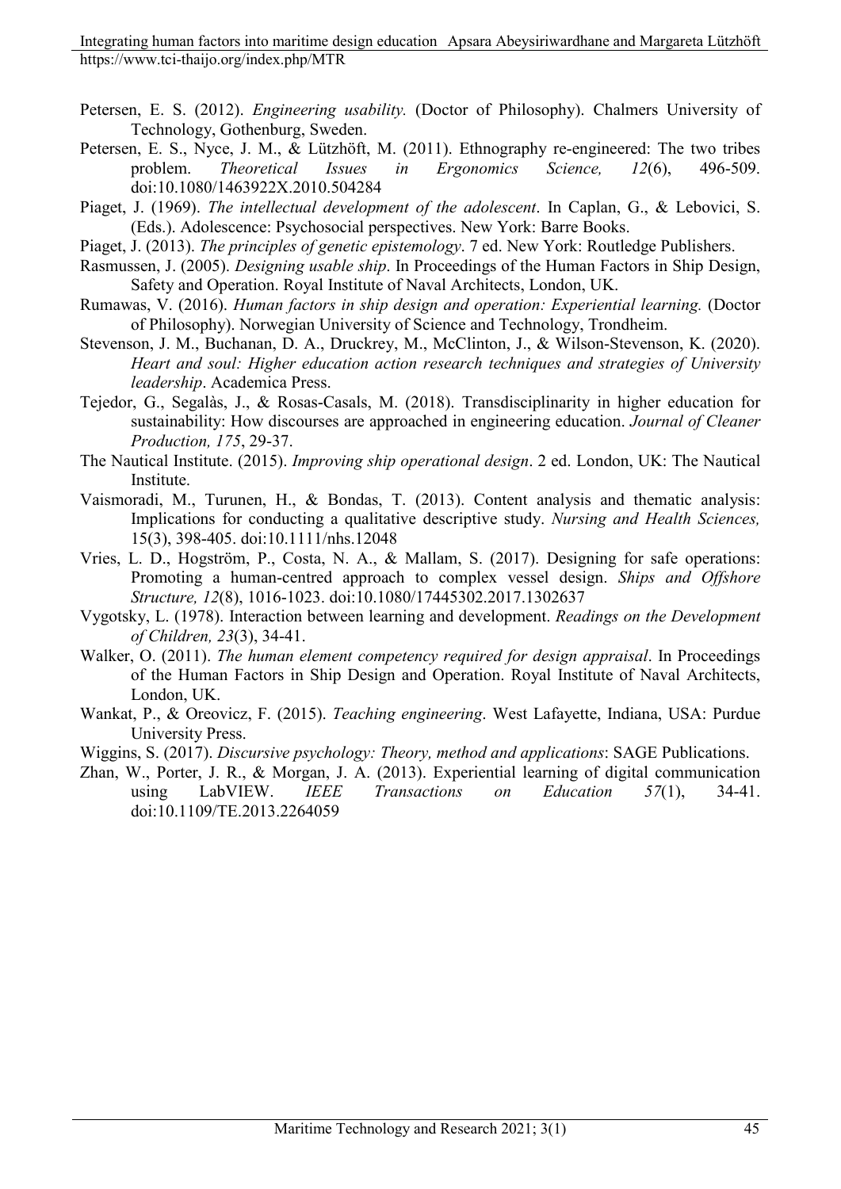Petersen, E. S. (2012). *Engineering usability.* (Doctor of Philosophy). Chalmers University of Technology, Gothenburg, Sweden.

Petersen, E. S., Nyce, J. M., & Lützhöft, M. (2011). Ethnography re-engineered: The two tribes problem. *Theoretical Issues in Ergonomics Science, 12*(6), 496-509. doi:10.1080/1463922X.2010.504284

Piaget, J. (1969). *The intellectual development of the adolescent*. In Caplan, G., & Lebovici, S. (Eds.). Adolescence: Psychosocial perspectives. New York: Barre Books.

Piaget, J. (2013). *The principles of genetic epistemology*. 7 ed. New York: Routledge Publishers.

Rasmussen, J. (2005). *Designing usable ship*. In Proceedings of the Human Factors in Ship Design, Safety and Operation. Royal Institute of Naval Architects, London, UK.

Rumawas, V. (2016). *Human factors in ship design and operation: Experiential learning.* (Doctor of Philosophy). Norwegian University of Science and Technology, Trondheim.

Stevenson, J. M., Buchanan, D. A., Druckrey, M., McClinton, J., & Wilson-Stevenson, K. (2020). *Heart and soul: Higher education action research techniques and strategies of University leadership*. Academica Press.

Tejedor, G., Segalàs, J., & Rosas-Casals, M. (2018). Transdisciplinarity in higher education for sustainability: How discourses are approached in engineering education. *Journal of Cleaner Production, 175*, 29-37.

The Nautical Institute. (2015). *Improving ship operational design*. 2 ed. London, UK: The Nautical Institute.

Vaismoradi, M., Turunen, H., & Bondas, T. (2013). Content analysis and thematic analysis: Implications for conducting a qualitative descriptive study. *Nursing and Health Sciences,* 15(3), 398-405. doi:10.1111/nhs.12048

Vries, L. D., Hogström, P., Costa, N. A., & Mallam, S. (2017). Designing for safe operations: Promoting a human-centred approach to complex vessel design. *Ships and Offshore Structure, 12*(8), 1016-1023. doi:10.1080/17445302.2017.1302637

Vygotsky, L. (1978). Interaction between learning and development. *Readings on the Development of Children, 23*(3), 34-41.

Walker, O. (2011). *The human element competency required for design appraisal*. In Proceedings of the Human Factors in Ship Design and Operation. Royal Institute of Naval Architects, London, UK.

Wankat, P., & Oreovicz, F. (2015). *Teaching engineering*. West Lafayette, Indiana, USA: Purdue University Press.

Wiggins, S. (2017). *Discursive psychology: Theory, method and applications*: SAGE Publications.

Zhan, W., Porter, J. R., & Morgan, J. A. (2013). Experiential learning of digital communication using LabVIEW. *IEEE Transactions on Education 57*(1), 34-41. doi:10.1109/TE.2013.2264059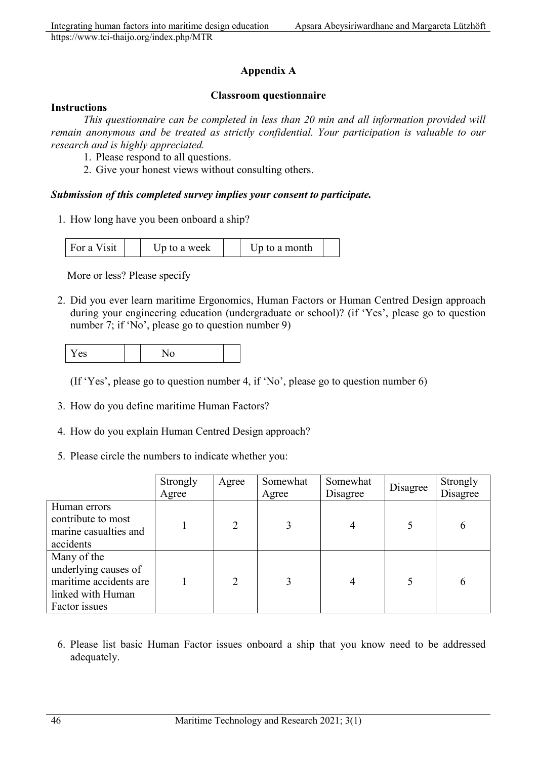## Appendix A

### Classroom questionnaire

**Instructions**

*This questionnaire can be completed in less than 20 min and all information provided will remain anonymous and be treated as strictly confidential. Your participation is valuable to our research and is highly appreciated.*

1. Please respond to all questions.
2. Give your honest views without consulting others.

***Submission of this completed survey implies your consent to participate.***

1. How long have you been onboard a ship?

| For a Visit | | Up to a week | | Up to a month | |
|---|---|---|---|---|---|

   More or less? Please specify

2. Did you ever learn maritime Ergonomics, Human Factors or Human Centred Design approach during your engineering education (undergraduate or school)? (if 'Yes', please go to question number 7; if 'No', please go to question number 9)

| Yes | | No | |
|---|---|---|---|

   (If 'Yes', please go to question number 4, if 'No', please go to question number 6)

3. How do you define maritime Human Factors?

4. How do you explain Human Centred Design approach?

5. Please circle the numbers to indicate whether you:

| | Strongly Agree | Agree | Somewhat Agree | Somewhat Disagree | Disagree | Strongly Disagree |
|---|---|---|---|---|---|---|
| Human errors contribute to most marine casualties and accidents | 1 | 2 | 3 | 4 | 5 | 6 |
| Many of the underlying causes of maritime accidents are linked with Human Factor issues | 1 | 2 | 3 | 4 | 5 | 6 |

6. Please list basic Human Factor issues onboard a ship that you know need to be addressed adequately.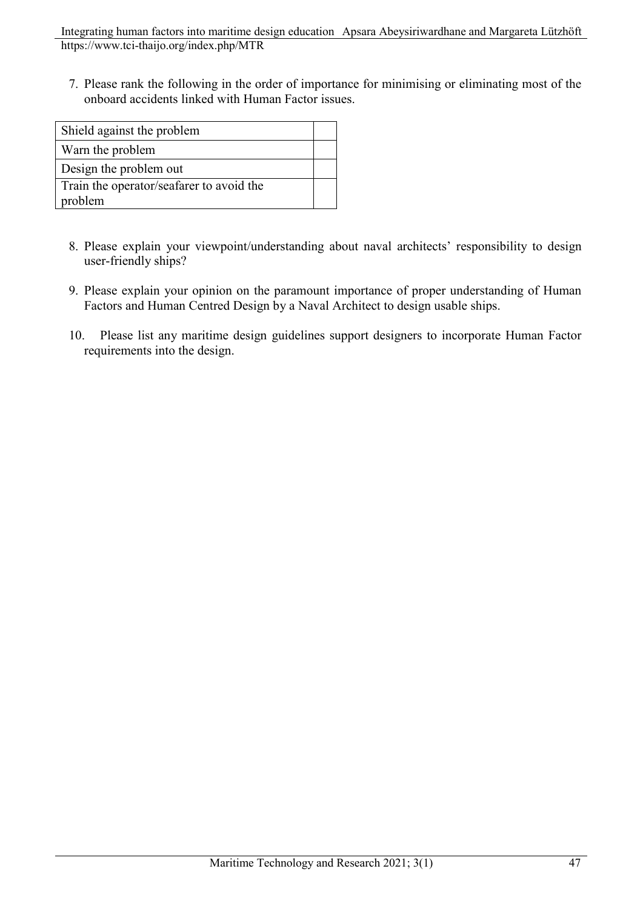7. Please rank the following in the order of importance for minimising or eliminating most of the onboard accidents linked with Human Factor issues.

| | |
|---|---|
| Shield against the problem | |
| Warn the problem | |
| Design the problem out | |
| Train the operator/seafarer to avoid the problem | |

8. Please explain your viewpoint/understanding about naval architects' responsibility to design user-friendly ships?

9. Please explain your opinion on the paramount importance of proper understanding of Human Factors and Human Centred Design by a Naval Architect to design usable ships.

10. Please list any maritime design guidelines support designers to incorporate Human Factor requirements into the design.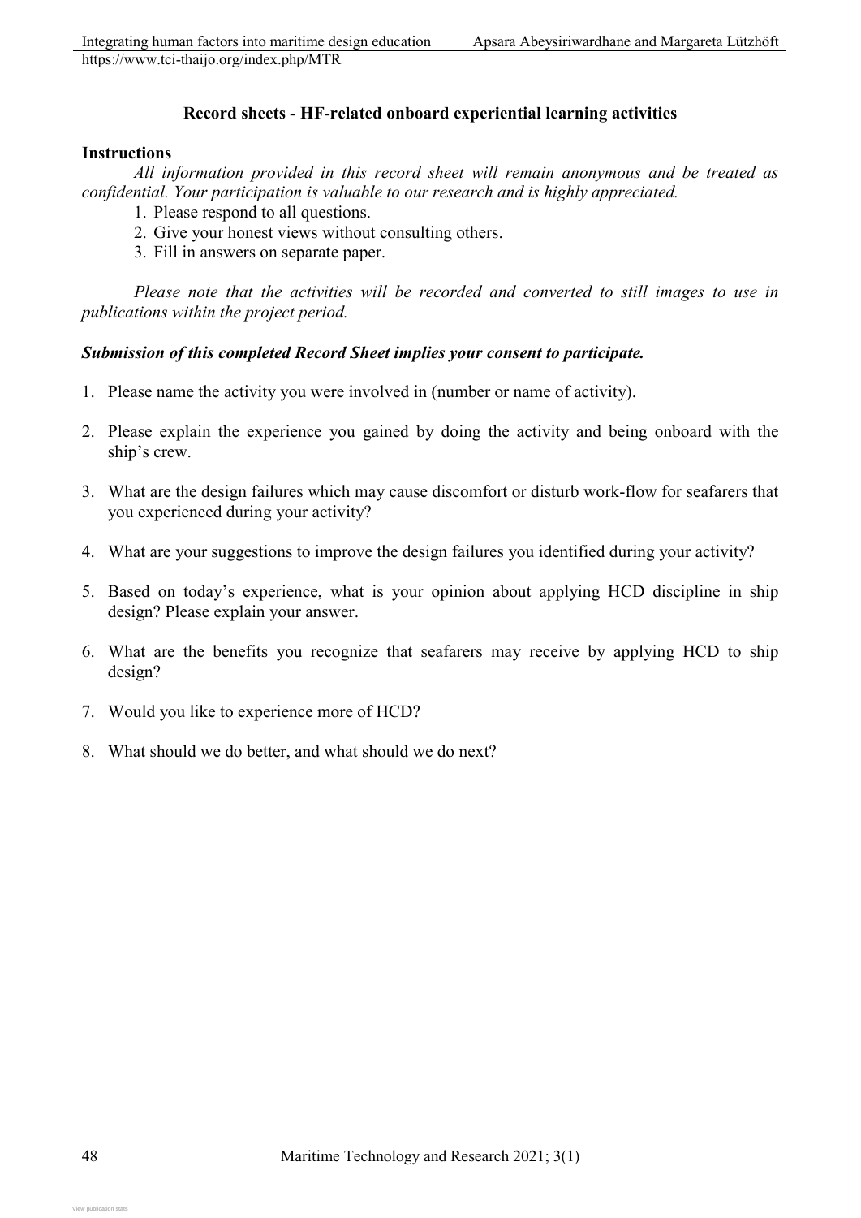**Record sheets - HF-related onboard experiential learning activities**

**Instructions**

*All information provided in this record sheet will remain anonymous and be treated as confidential. Your participation is valuable to our research and is highly appreciated.*

1. Please respond to all questions.
2. Give your honest views without consulting others.
3. Fill in answers on separate paper.

*Please note that the activities will be recorded and converted to still images to use in publications within the project period.*

***Submission of this completed Record Sheet implies your consent to participate.***

1. Please name the activity you were involved in (number or name of activity).
2. Please explain the experience you gained by doing the activity and being onboard with the ship's crew.
3. What are the design failures which may cause discomfort or disturb work-flow for seafarers that you experienced during your activity?
4. What are your suggestions to improve the design failures you identified during your activity?
5. Based on today's experience, what is your opinion about applying HCD discipline in ship design? Please explain your answer.
6. What are the benefits you recognize that seafarers may receive by applying HCD to ship design?
7. Would you like to experience more of HCD?
8. What should we do better, and what should we do next?